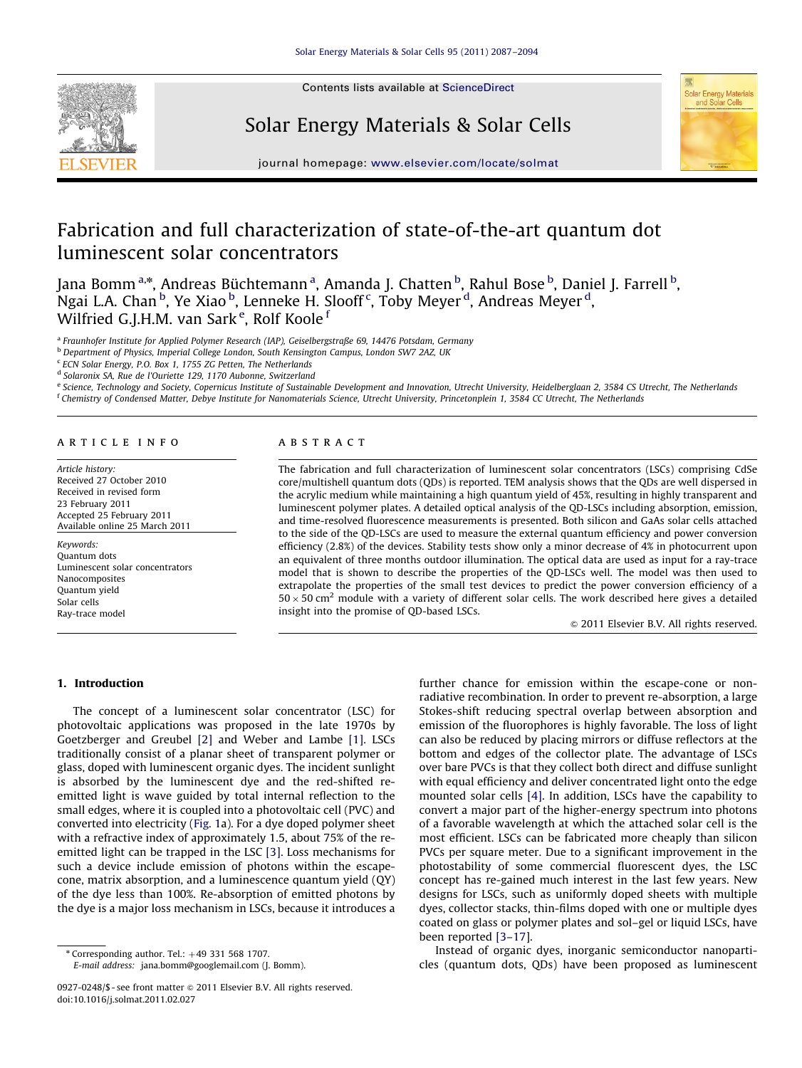# Fabrication and full characterization of state-of-the-art quantum dot luminescent solar concentrators

Jana Bomm [a,*], Andreas Büchtemann [a], Amanda J. Chatten [b], Rahul Bose [b], Daniel J. Farrell [b], Ngai L.A. Chan [b], Ye Xiao [b], Lenneke H. Slooff [c], Toby Meyer [d], Andreas Meyer [d], Wilfried G.J.H.M. van Sark [e], Rolf Koole [f]

[a] Fraunhofer Institute for Applied Polymer Research (IAP), Geiselbergstraße 69, 14476 Potsdam, Germany
[b] Department of Physics, Imperial College London, South Kensington Campus, London SW7 2AZ, UK
[c] ECN Solar Energy, P.O. Box 1, 1755 ZG Petten, The Netherlands
[d] Solaronix SA, Rue de l'Ouriette 129, 1170 Aubonne, Switzerland
[e] Science, Technology and Society, Copernicus Institute of Sustainable Development and Innovation, Utrecht University, Heidelberglaan 2, 3584 CS Utrecht, The Netherlands
[f] Chemistry of Condensed Matter, Debye Institute for Nanomaterials Science, Utrecht University, Princetonplein 1, 3584 CC Utrecht, The Netherlands

## ARTICLE INFO

*Article history:*
Received 27 October 2010
Received in revised form
23 February 2011
Accepted 25 February 2011
Available online 25 March 2011

*Keywords:*
Quantum dots
Luminescent solar concentrators
Nanocomposites
Quantum yield
Solar cells
Ray-trace model

## ABSTRACT

The fabrication and full characterization of luminescent solar concentrators (LSCs) comprising CdSe core/multishell quantum dots (QDs) is reported. TEM analysis shows that the QDs are well dispersed in the acrylic medium while maintaining a high quantum yield of 45%, resulting in highly transparent and luminescent polymer plates. A detailed optical analysis of the QD-LSCs including absorption, emission, and time-resolved fluorescence measurements is presented. Both silicon and GaAs solar cells attached to the side of the QD-LSCs are used to measure the external quantum efficiency and power conversion efficiency (2.8%) of the devices. Stability tests show only a minor decrease of 4% in photocurrent upon an equivalent of three months outdoor illumination. The optical data are used as input for a ray-trace model that is shown to describe the properties of the QD-LSCs well. The model was then used to extrapolate the properties of the small test devices to predict the power conversion efficiency of a $50 \times 50$ cm$^2$ module with a variety of different solar cells. The work described here gives a detailed insight into the promise of QD-based LSCs.

© 2011 Elsevier B.V. All rights reserved.

## 1. Introduction

The concept of a luminescent solar concentrator (LSC) for photovoltaic applications was proposed in the late 1970s by Goetzberger and Greubel [2] and Weber and Lambe [1]. LSCs traditionally consist of a planar sheet of transparent polymer or glass, doped with luminescent organic dyes. The incident sunlight is absorbed by the luminescent dye and the red-shifted re-emitted light is wave guided by total internal reflection to the small edges, where it is coupled into a photovoltaic cell (PVC) and converted into electricity (Fig. 1a). For a dye doped polymer sheet with a refractive index of approximately 1.5, about 75% of the re-emitted light can be trapped in the LSC [3]. Loss mechanisms for such a device include emission of photons within the escape-cone, matrix absorption, and a luminescence quantum yield (QY) of the dye less than 100%. Re-absorption of emitted photons by the dye is a major loss mechanism in LSCs, because it introduces a further chance for emission within the escape-cone or non-radiative recombination. In order to prevent re-absorption, a large Stokes-shift reducing spectral overlap between absorption and emission of the fluorophores is highly favorable. The loss of light can also be reduced by placing mirrors or diffuse reflectors at the bottom and edges of the collector plate. The advantage of LSCs over bare PVCs is that they collect both direct and diffuse sunlight with equal efficiency and deliver concentrated light onto the edge mounted solar cells [4]. In addition, LSCs have the capability to convert a major part of the higher-energy spectrum into photons of a favorable wavelength at which the attached solar cell is the most efficient. LSCs can be fabricated more cheaply than silicon PVCs per square meter. Due to a significant improvement in the photostability of some commercial fluorescent dyes, the LSC concept has re-gained much interest in the last few years. New designs for LSCs, such as uniformly doped sheets with multiple dyes, collector stacks, thin-films doped with one or multiple dyes coated on glass or polymer plates and sol–gel or liquid LSCs, have been reported [3–17].

Instead of organic dyes, inorganic semiconductor nanoparticles (quantum dots, QDs) have been proposed as luminescent

\* Corresponding author. Tel.: +49 331 568 1707.
*E-mail address:* jana.bomm@googlemail.com (J. Bomm).

0927-0248/$ - see front matter © 2011 Elsevier B.V. All rights reserved.
doi:10.1016/j.solmat.2011.02.027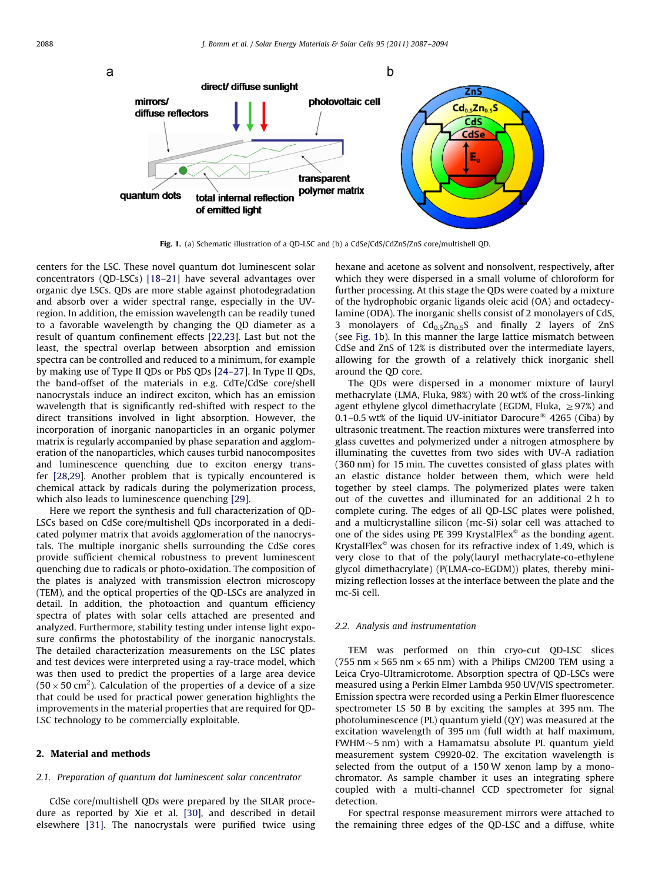Fig. 1. (a) Schematic illustration of a QD-LSC and (b) a CdSe/CdS/CdZnS/ZnS core/multishell QD.

centers for the LSC. These novel quantum dot luminescent solar concentrators (QD-LSCs) [18–21] have several advantages over organic dye LSCs. QDs are more stable against photodegradation and absorb over a wider spectral range, especially in the UV-region. In addition, the emission wavelength can be readily tuned to a favorable wavelength by changing the QD diameter as a result of quantum confinement effects [22,23]. Last but not the least, the spectral overlap between absorption and emission spectra can be controlled and reduced to a minimum, for example by making use of Type II QDs or PbS QDs [24–27]. In Type II QDs, the band-offset of the materials in e.g. CdTe/CdSe core/shell nanocrystals induce an indirect exciton, which has an emission wavelength that is significantly red-shifted with respect to the direct transitions involved in light absorption. However, the incorporation of inorganic nanoparticles in an organic polymer matrix is regularly accompanied by phase separation and agglomeration of the nanoparticles, which causes turbid nanocomposites and luminescence quenching due to exciton energy transfer [28,29]. Another problem that is typically encountered is chemical attack by radicals during the polymerization process, which also leads to luminescence quenching [29].

Here we report the synthesis and full characterization of QD-LSCs based on CdSe core/multishell QDs incorporated in a dedicated polymer matrix that avoids agglomeration of the nanocrystals. The multiple inorganic shells surrounding the CdSe cores provide sufficient chemical robustness to prevent luminescent quenching due to radicals or photo-oxidation. The composition of the plates is analyzed with transmission electron microscopy (TEM), and the optical properties of the QD-LSCs are analyzed in detail. In addition, the photoaction and quantum efficiency spectra of plates with solar cells attached are presented and analyzed. Furthermore, stability testing under intense light exposure confirms the photostability of the inorganic nanocrystals. The detailed characterization measurements on the LSC plates and test devices were interpreted using a ray-trace model, which was then used to predict the properties of a large area device ($50\times50$ cm$^2$). Calculation of the properties of a device of a size that could be used for practical power generation highlights the improvements in the material properties that are required for QD-LSC technology to be commercially exploitable.

## 2. Material and methods

### 2.1. Preparation of quantum dot luminescent solar concentrator

CdSe core/multishell QDs were prepared by the SILAR procedure as reported by Xie et al. [30], and described in detail elsewhere [31]. The nanocrystals were purified twice using hexane and acetone as solvent and nonsolvent, respectively, after which they were dispersed in a small volume of chloroform for further processing. At this stage the QDs were coated by a mixture of the hydrophobic organic ligands oleic acid (OA) and octadecylamine (ODA). The inorganic shells consist of 2 monolayers of CdS, 3 monolayers of $Cd_{0.5}Zn_{0.5}S$ and finally 2 layers of ZnS (see Fig. 1b). In this manner the large lattice mismatch between CdSe and ZnS of 12% is distributed over the intermediate layers, allowing for the growth of a relatively thick inorganic shell around the QD core.

The QDs were dispersed in a monomer mixture of lauryl methacrylate (LMA, Fluka, 98%) with 20 wt% of the cross-linking agent ethylene glycol dimethacrylate (EGDM, Fluka, $\geq 97\%$) and 0.1–0.5 wt% of the liquid UV-initiator Darocure® 4265 (Ciba) by ultrasonic treatment. The reaction mixtures were transferred into glass cuvettes and polymerized under a nitrogen atmosphere by illuminating the cuvettes from two sides with UV-A radiation (360 nm) for 15 min. The cuvettes consisted of glass plates with an elastic distance holder between them, which were held together by steel clamps. The polymerized plates were taken out of the cuvettes and illuminated for an additional 2 h to complete curing. The edges of all QD-LSC plates were polished, and a multicrystalline silicon (mc-Si) solar cell was attached to one of the sides using PE 399 KrystalFlex© as the bonding agent. KrystalFlex© was chosen for its refractive index of 1.49, which is very close to that of the poly(lauryl methacrylate-co-ethylene glycol dimethacrylate) (P(LMA-co-EGDM)) plates, thereby minimizing reflection losses at the interface between the plate and the mc-Si cell.

### 2.2. Analysis and instrumentation

TEM was performed on thin cryo-cut QD-LSC slices ($755\text{ nm}\times565\text{ nm}\times65\text{ nm}$) with a Philips CM200 TEM using a Leica Cryo-Ultramicrotome. Absorption spectra of QD-LSCs were measured using a Perkin Elmer Lambda 950 UV/VIS spectrometer. Emission spectra were recorded using a Perkin Elmer fluorescence spectrometer LS 50 B by exciting the samples at 395 nm. The photoluminescence (PL) quantum yield (QY) was measured at the excitation wavelength of 395 nm (full width at half maximum, FWHM $\sim$5 nm) with a Hamamatsu absolute PL quantum yield measurement system C9920-02. The excitation wavelength is selected from the output of a 150 W xenon lamp by a monochromator. As sample chamber it uses an integrating sphere coupled with a multi-channel CCD spectrometer for signal detection.

For spectral response measurement mirrors were attached to the remaining three edges of the QD-LSC and a diffuse, white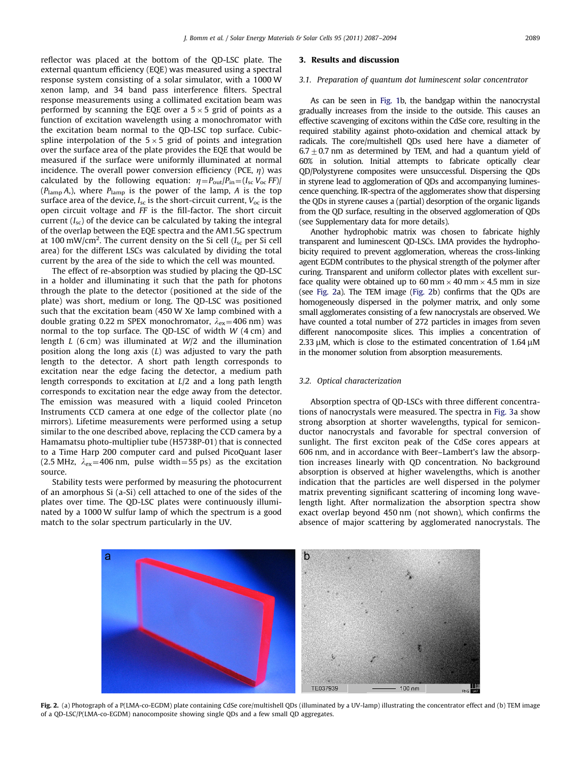reflector was placed at the bottom of the QD-LSC plate. The external quantum efficiency (EQE) was measured using a spectral response system consisting of a solar simulator, with a 1000 W xenon lamp, and 34 band pass interference filters. Spectral response measurements using a collimated excitation beam was performed by scanning the EQE over a $5 \times 5$ grid of points as a function of excitation wavelength using a monochromator with the excitation beam normal to the QD-LSC top surface. Cubic-spline interpolation of the $5 \times 5$ grid of points and integration over the surface area of the plate provides the EQE that would be measured if the surface were uniformly illuminated at normal incidence. The overall power conversion efficiency (PCE, $\eta$) was calculated by the following equation: $\eta = P_{out}/P_{in} = (I_{sc}\, V_{oc}\, FF)/(P_{lamp}\, A,)$, where $P_{lamp}$ is the power of the lamp, $A$ is the top surface area of the device, $I_{sc}$ is the short-circuit current, $V_{oc}$ is the open circuit voltage and $FF$ is the fill-factor. The short circuit current ($I_{sc}$) of the device can be calculated by taking the integral of the overlap between the EQE spectra and the AM1.5G spectrum at 100 mW/cm$^2$. The current density on the Si cell ($I_{sc}$ per Si cell area) for the different LSCs was calculated by dividing the total current by the area of the side to which the cell was mounted.

The effect of re-absorption was studied by placing the QD-LSC in a holder and illuminating it such that the path for photons through the plate to the detector (positioned at the side of the plate) was short, medium or long. The QD-LSC was positioned such that the excitation beam (450 W Xe lamp combined with a double grating 0.22 m SPEX monochromator, $\lambda_{ex} = 406$ nm) was normal to the top surface. The QD-LSC of width $W$ (4 cm) and length $L$ (6 cm) was illuminated at $W/2$ and the illumination position along the long axis ($L$) was adjusted to vary the path length to the detector. A short path length corresponds to excitation near the edge facing the detector, a medium path length corresponds to excitation at $L/2$ and a long path length corresponds to excitation near the edge away from the detector. The emission was measured with a liquid cooled Princeton Instruments CCD camera at one edge of the collector plate (no mirrors). Lifetime measurements were performed using a setup similar to the one described above, replacing the CCD camera by a Hamamatsu photo-multiplier tube (H5738P-01) that is connected to a Time Harp 200 computer card and pulsed PicoQuant laser (2.5 MHz, $\lambda_{ex} = 406$ nm, pulse width = 55 ps) as the excitation source.

Stability tests were performed by measuring the photocurrent of an amorphous Si (a-Si) cell attached to one of the sides of the plates over time. The QD-LSC plates were continuously illuminated by a 1000 W sulfur lamp of which the spectrum is a good match to the solar spectrum particularly in the UV.

## 3. Results and discussion

### 3.1. Preparation of quantum dot luminescent solar concentrator

As can be seen in Fig. 1b, the bandgap within the nanocrystal gradually increases from the inside to the outside. This causes an effective scavenging of excitons within the CdSe core, resulting in the required stability against photo-oxidation and chemical attack by radicals. The core/multishell QDs used here have a diameter of $6.7 \pm 0.7$ nm as determined by TEM, and had a quantum yield of 60% in solution. Initial attempts to fabricate optically clear QD/Polystyrene composites were unsuccessful. Dispersing the QDs in styrene lead to agglomeration of QDs and accompanying luminescence quenching. IR-spectra of the agglomerates show that dispersing the QDs in styrene causes a (partial) desorption of the organic ligands from the QD surface, resulting in the observed agglomeration of QDs (see Supplementary data for more details).

Another hydrophobic matrix was chosen to fabricate highly transparent and luminescent QD-LSCs. LMA provides the hydrophobicity required to prevent agglomeration, whereas the cross-linking agent EGDM contributes to the physical strength of the polymer after curing. Transparent and uniform collector plates with excellent surface quality were obtained up to 60 mm $\times$ 40 mm $\times$ 4.5 mm in size (see Fig. 2a). The TEM image (Fig. 2b) confirms that the QDs are homogeneously dispersed in the polymer matrix, and only some small agglomerates consisting of a few nanocrystals are observed. We have counted a total number of 272 particles in images from seven different nanocomposite slices. This implies a concentration of 2.33 μM, which is close to the estimated concentration of 1.64 μM in the monomer solution from absorption measurements.

### 3.2. Optical characterization

Absorption spectra of QD-LSCs with three different concentrations of nanocrystals were measured. The spectra in Fig. 3a show strong absorption at shorter wavelengths, typical for semiconductor nanocrystals and favorable for spectral conversion of sunlight. The first exciton peak of the CdSe cores appears at 606 nm, and in accordance with Beer–Lambert's law the absorption increases linearly with QD concentration. No background absorption is observed at higher wavelengths, which is another indication that the particles are well dispersed in the polymer matrix preventing significant scattering of incoming long wavelength light. After normalization the absorption spectra show exact overlap beyond 450 nm (not shown), which confirms the absence of major scattering by agglomerated nanocrystals. The

**Fig. 2.** (a) Photograph of a P(LMA-co-EGDM) plate containing CdSe core/multishell QDs (illuminated by a UV-lamp) illustrating the concentrator effect and (b) TEM image of a QD-LSC/P(LMA-co-EGDM) nanocomposite showing single QDs and a few small QD aggregates.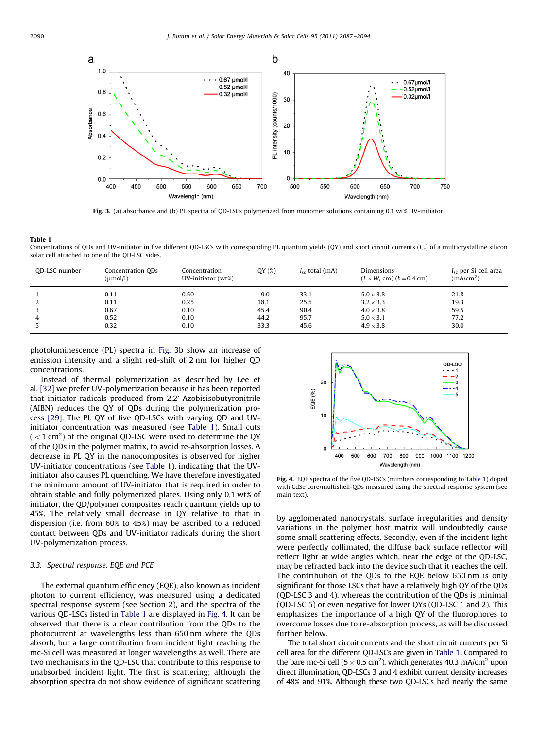Fig. 3. (a) absorbance and (b) PL spectra of QD-LSCs polymerized from monomer solutions containing 0.1 wt% UV-initiator.

**Table 1**
Concentrations of QDs and UV-initiator in five different QD-LSCs with corresponding PL quantum yields (QY) and short circuit currents ($I_{sc}$) of a multicrystalline silicon solar cell attached to one of the QD-LSC sides.

| QD-LSC number | Concentration QDs (μmol/l) | Concentration UV-initiator (wt%) | QY (%) | $I_{sc}$ total (mA) | Dimensions ($L \times W$, cm) ($h$=0.4 cm) | $I_{sc}$ per Si cell area (mA/cm$^2$) |
|---|---|---|---|---|---|---|
| 1 | 0.11 | 0.50 | 9.0 | 33.1 | 5.0 × 3.8 | 21.8 |
| 2 | 0.11 | 0.25 | 18.1 | 25.5 | 3.2 × 3.3 | 19.3 |
| 3 | 0.67 | 0.10 | 45.4 | 90.4 | 4.0 × 3.8 | 59.5 |
| 4 | 0.52 | 0.10 | 44.2 | 95.7 | 5.0 × 3.1 | 77.2 |
| 5 | 0.32 | 0.10 | 33.3 | 45.6 | 4.9 × 3.8 | 30.0 |

photoluminescence (PL) spectra in Fig. 3b show an increase of emission intensity and a slight red-shift of 2 nm for higher QD concentrations.

Instead of thermal polymerization as described by Lee et al. [32] we prefer UV-polymerization because it has been reported that initiator radicals produced from 2,2′-Azobisisobutyronitrile (AIBN) reduces the QY of QDs during the polymerization process [29]. The PL QY of five QD-LSCs with varying QD and UV-initiator concentration was measured (see Table 1). Small cuts ($<1$ cm$^2$) of the original QD-LSC were used to determine the QY of the QDs in the polymer matrix, to avoid re-absorption losses. A decrease in PL QY in the nanocomposites is observed for higher UV-initiator concentrations (see Table 1), indicating that the UV-initiator also causes PL quenching. We have therefore investigated the minimum amount of UV-initiator that is required in order to obtain stable and fully polymerized plates. Using only 0.1 wt% of initiator, the QD/polymer composites reach quantum yields up to 45%. The relatively small decrease in QY relative to that in dispersion (i.e. from 60% to 45%) may be ascribed to a reduced contact between QDs and UV-initiator radicals during the short UV-polymerization process.

### 3.3. Spectral response, EQE and PCE

The external quantum efficiency (EQE), also known as incident photon to current efficiency, was measured using a dedicated spectral response system (see Section 2), and the spectra of the various QD-LSCs listed in Table 1 are displayed in Fig. 4. It can be observed that there is a clear contribution from the QDs to the photocurrent at wavelengths less than 650 nm where the QDs absorb, but a large contribution from incident light reaching the mc-Si cell was measured at longer wavelengths as well. There are two mechanisms in the QD-LSC that contribute to this response to unabsorbed incident light. The first is scattering; although the absorption spectra do not show evidence of significant scattering

Fig. 4. EQE spectra of the five QD-LSCs (numbers corresponding to Table 1) doped with CdSe core/multishell-QDs measured using the spectral response system (see main text).

by agglomerated nanocrystals, surface irregularities and density variations in the polymer host matrix will undoubtedly cause some small scattering effects. Secondly, even if the incident light were perfectly collimated, the diffuse back surface reflector will reflect light at wide angles which, near the edge of the QD-LSC, may be refracted back into the device such that it reaches the cell. The contribution of the QDs to the EQE below 650 nm is only significant for those LSCs that have a relatively high QY of the QDs (QD-LSC 3 and 4), whereas the contribution of the QDs is minimal (QD-LSC 5) or even negative for lower QYs (QD-LSC 1 and 2). This emphasizes the importance of a high QY of the fluorophores to overcome losses due to re-absorption process, as will be discussed further below.

The total short circuit currents and the short circuit currents per Si cell area for the different QD-LSCs are given in Table 1. Compared to the bare mc-Si cell ($5 \times 0.5$ cm$^2$), which generates 40.3 mA/cm$^2$ upon direct illumination, QD-LSCs 3 and 4 exhibit current density increases of 48% and 91%. Although these two QD-LSCs had nearly the same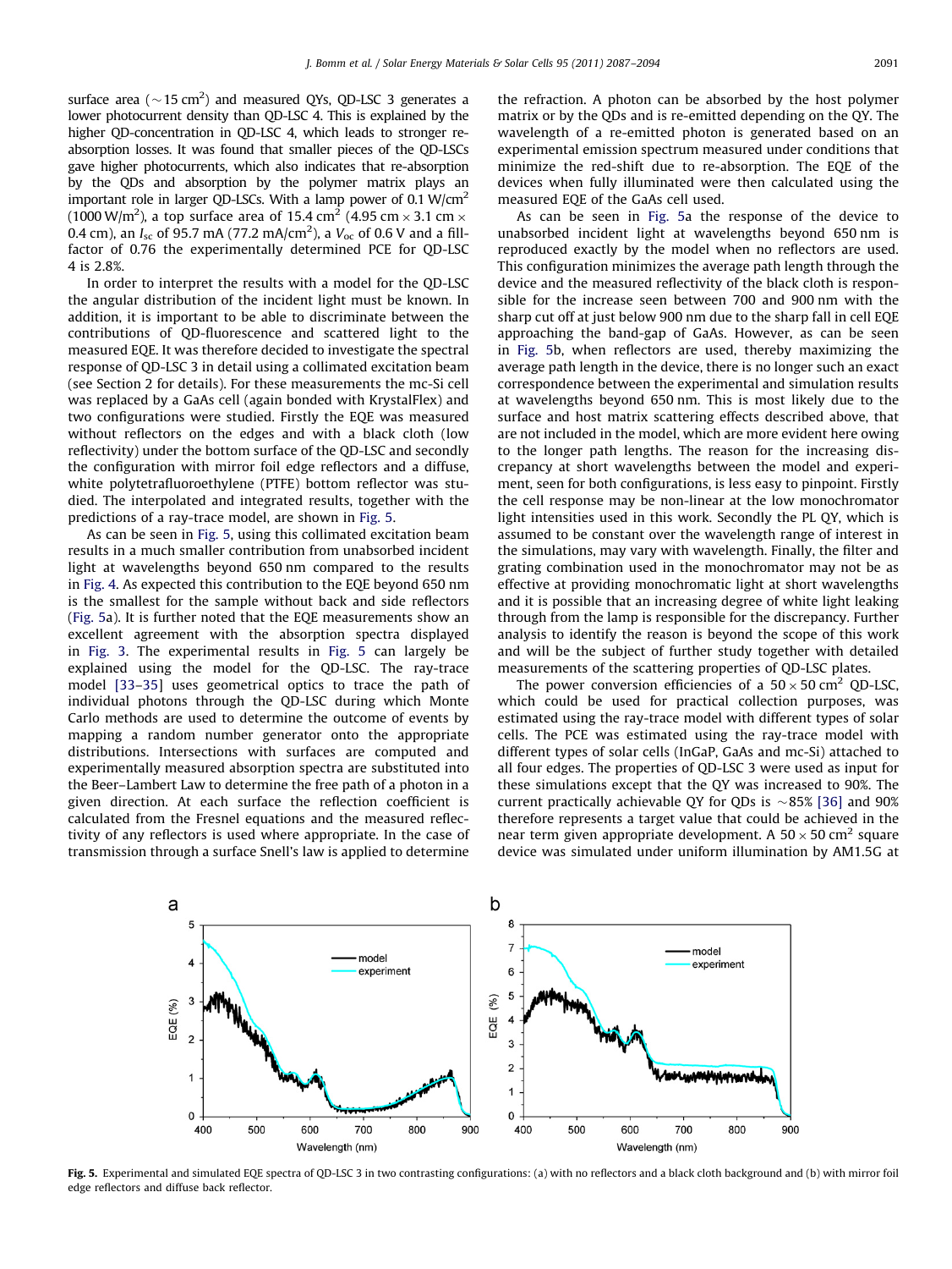surface area ($\sim$15 cm$^2$) and measured QYs, QD-LSC 3 generates a lower photocurrent density than QD-LSC 4. This is explained by the higher QD-concentration in QD-LSC 4, which leads to stronger re-absorption losses. It was found that smaller pieces of the QD-LSCs gave higher photocurrents, which also indicates that re-absorption by the QDs and absorption by the polymer matrix plays an important role in larger QD-LSCs. With a lamp power of 0.1 W/cm$^2$ (1000 W/m$^2$), a top surface area of 15.4 cm$^2$ (4.95 cm $\times$ 3.1 cm $\times$ 0.4 cm), an $I_{sc}$ of 95.7 mA (77.2 mA/cm$^2$), a $V_{oc}$ of 0.6 V and a fill-factor of 0.76 the experimentally determined PCE for QD-LSC 4 is 2.8%.

In order to interpret the results with a model for the QD-LSC the angular distribution of the incident light must be known. In addition, it is important to be able to discriminate between the contributions of QD-fluorescence and scattered light to the measured EQE. It was therefore decided to investigate the spectral response of QD-LSC 3 in detail using a collimated excitation beam (see Section 2 for details). For these measurements the mc-Si cell was replaced by a GaAs cell (again bonded with KrystalFlex) and two configurations were studied. Firstly the EQE was measured without reflectors on the edges and with a black cloth (low reflectivity) under the bottom surface of the QD-LSC and secondly the configuration with mirror foil edge reflectors and a diffuse, white polytetrafluoroethylene (PTFE) bottom reflector was studied. The interpolated and integrated results, together with the predictions of a ray-trace model, are shown in Fig. 5.

As can be seen in Fig. 5, using this collimated excitation beam results in a much smaller contribution from unabsorbed incident light at wavelengths beyond 650 nm compared to the results in Fig. 4. As expected this contribution to the EQE beyond 650 nm is the smallest for the sample without back and side reflectors (Fig. 5a). It is further noted that the EQE measurements show an excellent agreement with the absorption spectra displayed in Fig. 3. The experimental results in Fig. 5 can largely be explained using the model for the QD-LSC. The ray-trace model [33–35] uses geometrical optics to trace the path of individual photons through the QD-LSC during which Monte Carlo methods are used to determine the outcome of events by mapping a random number generator onto the appropriate distributions. Intersections with surfaces are computed and experimentally measured absorption spectra are substituted into the Beer–Lambert Law to determine the free path of a photon in a given direction. At each surface the reflection coefficient is calculated from the Fresnel equations and the measured reflectivity of any reflectors is used where appropriate. In the case of transmission through a surface Snell's law is applied to determine the refraction. A photon can be absorbed by the host polymer matrix or by the QDs and is re-emitted depending on the QY. The wavelength of a re-emitted photon is generated based on an experimental emission spectrum measured under conditions that minimize the red-shift due to re-absorption. The EQE of the devices when fully illuminated were then calculated using the measured EQE of the GaAs cell used.

As can be seen in Fig. 5a the response of the device to unabsorbed incident light at wavelengths beyond 650 nm is reproduced exactly by the model when no reflectors are used. This configuration minimizes the average path length through the device and the measured reflectivity of the black cloth is responsible for the increase seen between 700 and 900 nm with the sharp cut off at just below 900 nm due to the sharp fall in cell EQE approaching the band-gap of GaAs. However, as can be seen in Fig. 5b, when reflectors are used, thereby maximizing the average path length in the device, there is no longer such an exact correspondence between the experimental and simulation results at wavelengths beyond 650 nm. This is most likely due to the surface and host matrix scattering effects described above, that are not included in the model, which are more evident here owing to the longer path lengths. The reason for the increasing discrepancy at short wavelengths between the model and experiment, seen for both configurations, is less easy to pinpoint. Firstly the cell response may be non-linear at the low monochromator light intensities used in this work. Secondly the PL QY, which is assumed to be constant over the wavelength range of interest in the simulations, may vary with wavelength. Finally, the filter and grating combination used in the monochromator may not be as effective at providing monochromatic light at short wavelengths and it is possible that an increasing degree of white light leaking through from the lamp is responsible for the discrepancy. Further analysis to identify the reason is beyond the scope of this work and will be the subject of further study together with detailed measurements of the scattering properties of QD-LSC plates.

The power conversion efficiencies of a $50 \times 50$ cm$^2$ QD-LSC, which could be used for practical collection purposes, was estimated using the ray-trace model with different types of solar cells. The PCE was estimated using the ray-trace model with different types of solar cells (InGaP, GaAs and mc-Si) attached to all four edges. The properties of QD-LSC 3 were used as input for these simulations except that the QY was increased to 90%. The current practically achievable QY for QDs is $\sim$85% [36] and 90% therefore represents a target value that could be achieved in the near term given appropriate development. A $50 \times 50$ cm$^2$ square device was simulated under uniform illumination by AM1.5G at

**Fig. 5.** Experimental and simulated EQE spectra of QD-LSC 3 in two contrasting configurations: (a) with no reflectors and a black cloth background and (b) with mirror foil edge reflectors and diffuse back reflector.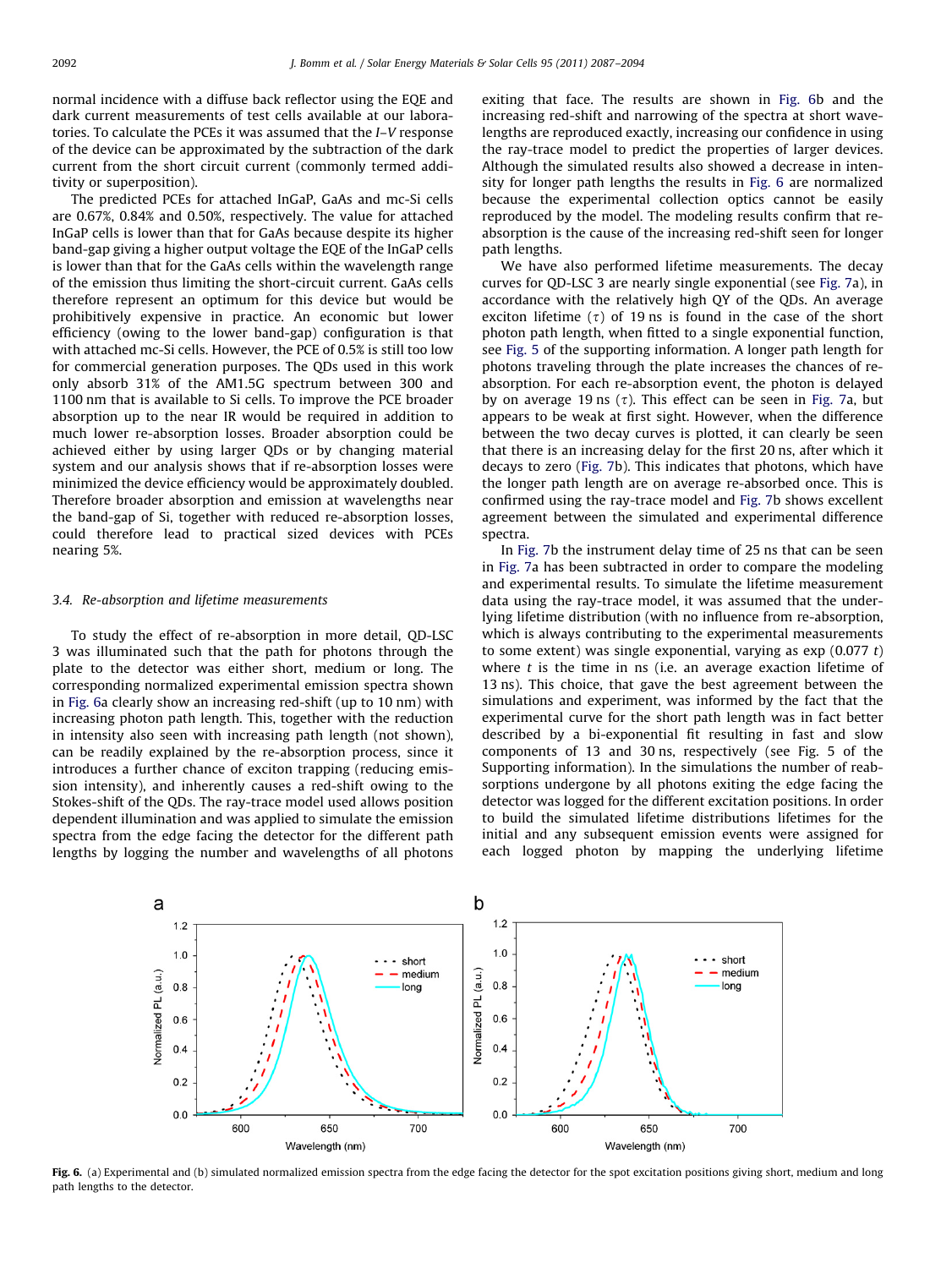normal incidence with a diffuse back reflector using the EQE and dark current measurements of test cells available at our laboratories. To calculate the PCEs it was assumed that the *I*–*V* response of the device can be approximated by the subtraction of the dark current from the short circuit current (commonly termed additivity or superposition).

The predicted PCEs for attached InGaP, GaAs and mc-Si cells are 0.67%, 0.84% and 0.50%, respectively. The value for attached InGaP cells is lower than that for GaAs because despite its higher band-gap giving a higher output voltage the EQE of the InGaP cells is lower than that for the GaAs cells within the wavelength range of the emission thus limiting the short-circuit current. GaAs cells therefore represent an optimum for this device but would be prohibitively expensive in practice. An economic but lower efficiency (owing to the lower band-gap) configuration is that with attached mc-Si cells. However, the PCE of 0.5% is still too low for commercial generation purposes. The QDs used in this work only absorb 31% of the AM1.5G spectrum between 300 and 1100 nm that is available to Si cells. To improve the PCE broader absorption up to the near IR would be required in addition to much lower re-absorption losses. Broader absorption could be achieved either by using larger QDs or by changing material system and our analysis shows that if re-absorption losses were minimized the device efficiency would be approximately doubled. Therefore broader absorption and emission at wavelengths near the band-gap of Si, together with reduced re-absorption losses, could therefore lead to practical sized devices with PCEs nearing 5%.

### 3.4. Re-absorption and lifetime measurements

To study the effect of re-absorption in more detail, QD-LSC 3 was illuminated such that the path for photons through the plate to the detector was either short, medium or long. The corresponding normalized experimental emission spectra shown in Fig. 6a clearly show an increasing red-shift (up to 10 nm) with increasing photon path length. This, together with the reduction in intensity also seen with increasing path length (not shown), can be readily explained by the re-absorption process, since it introduces a further chance of exciton trapping (reducing emission intensity), and inherently causes a red-shift owing to the Stokes-shift of the QDs. The ray-trace model used allows position dependent illumination and was applied to simulate the emission spectra from the edge facing the detector for the different path lengths by logging the number and wavelengths of all photons exiting that face. The results are shown in Fig. 6b and the increasing red-shift and narrowing of the spectra at short wavelengths are reproduced exactly, increasing our confidence in using the ray-trace model to predict the properties of larger devices. Although the simulated results also showed a decrease in intensity for longer path lengths the results in Fig. 6 are normalized because the experimental collection optics cannot be easily reproduced by the model. The modeling results confirm that re-absorption is the cause of the increasing red-shift seen for longer path lengths.

We have also performed lifetime measurements. The decay curves for QD-LSC 3 are nearly single exponential (see Fig. 7a), in accordance with the relatively high QY of the QDs. An average exciton lifetime ($\tau$) of 19 ns is found in the case of the short photon path length, when fitted to a single exponential function, see Fig. 5 of the supporting information. A longer path length for photons traveling through the plate increases the chances of re-absorption. For each re-absorption event, the photon is delayed by on average 19 ns ($\tau$). This effect can be seen in Fig. 7a, but appears to be weak at first sight. However, when the difference between the two decay curves is plotted, it can clearly be seen that there is an increasing delay for the first 20 ns, after which it decays to zero (Fig. 7b). This indicates that photons, which have the longer path length are on average re-absorbed once. This is confirmed using the ray-trace model and Fig. 7b shows excellent agreement between the simulated and experimental difference spectra.

In Fig. 7b the instrument delay time of 25 ns that can be seen in Fig. 7a has been subtracted in order to compare the modeling and experimental results. To simulate the lifetime measurement data using the ray-trace model, it was assumed that the underlying lifetime distribution (with no influence from re-absorption, which is always contributing to the experimental measurements to some extent) was single exponential, varying as exp (0.077 $t$) where $t$ is the time in ns (i.e. an average exaction lifetime of 13 ns). This choice, that gave the best agreement between the simulations and experiment, was informed by the fact that the experimental curve for the short path length was in fact better described by a bi-exponential fit resulting in fast and slow components of 13 and 30 ns, respectively (see Fig. 5 of the Supporting information). In the simulations the number of reabsorptions undergone by all photons exiting the edge facing the detector was logged for the different excitation positions. In order to build the simulated lifetime distributions lifetimes for the initial and any subsequent emission events were assigned for each logged photon by mapping the underlying lifetime

**Fig. 6.** (a) Experimental and (b) simulated normalized emission spectra from the edge facing the detector for the spot excitation positions giving short, medium and long path lengths to the detector.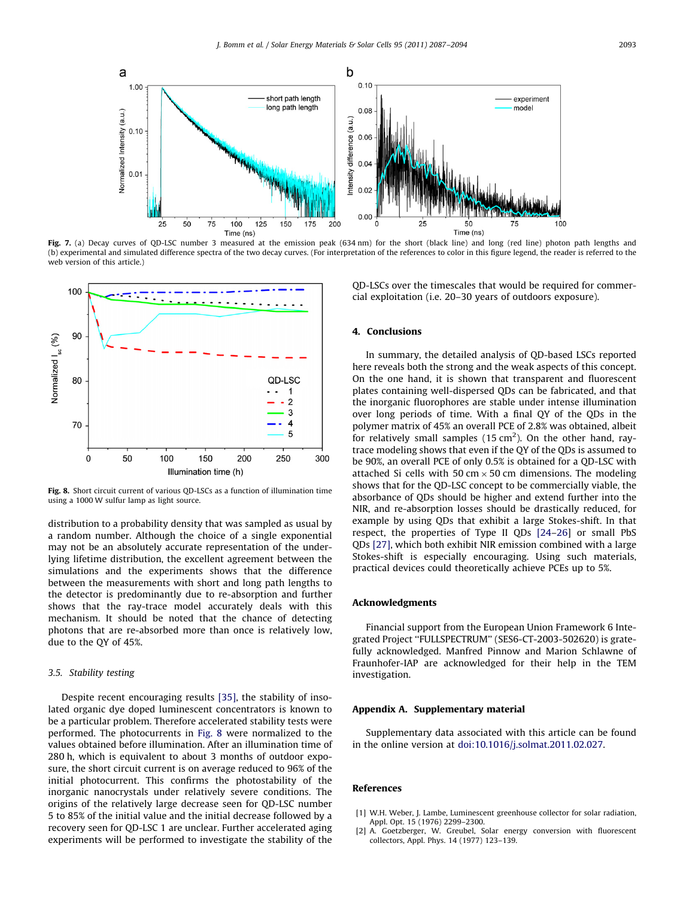Fig. 7. (a) Decay curves of QD-LSC number 3 measured at the emission peak (634 nm) for the short (black line) and long (red line) photon path lengths and (b) experimental and simulated difference spectra of the two decay curves. (For interpretation of the references to color in this figure legend, the reader is referred to the web version of this article.)

Fig. 8. Short circuit current of various QD-LSCs as a function of illumination time using a 1000 W sulfur lamp as light source.

distribution to a probability density that was sampled as usual by a random number. Although the choice of a single exponential may not be an absolutely accurate representation of the underlying lifetime distribution, the excellent agreement between the simulations and the experiments shows that the difference between the measurements with short and long path lengths to the detector is predominantly due to re-absorption and further shows that the ray-trace model accurately deals with this mechanism. It should be noted that the chance of detecting photons that are re-absorbed more than once is relatively low, due to the QY of 45%.

### *3.5. Stability testing*

Despite recent encouraging results [35], the stability of insolated organic dye doped luminescent concentrators is known to be a particular problem. Therefore accelerated stability tests were performed. The photocurrents in Fig. 8 were normalized to the values obtained before illumination. After an illumination time of 280 h, which is equivalent to about 3 months of outdoor exposure, the short circuit current is on average reduced to 96% of the initial photocurrent. This confirms the photostability of the inorganic nanocrystals under relatively severe conditions. The origins of the relatively large decrease seen for QD-LSC number 5 to 85% of the initial value and the initial decrease followed by a recovery seen for QD-LSC 1 are unclear. Further accelerated aging experiments will be performed to investigate the stability of the QD-LSCs over the timescales that would be required for commercial exploitation (i.e. 20–30 years of outdoors exposure).

## 4. Conclusions

In summary, the detailed analysis of QD-based LSCs reported here reveals both the strong and the weak aspects of this concept. On the one hand, it is shown that transparent and fluorescent plates containing well-dispersed QDs can be fabricated, and that the inorganic fluorophores are stable under intense illumination over long periods of time. With a final QY of the QDs in the polymer matrix of 45% an overall PCE of 2.8% was obtained, albeit for relatively small samples (15 cm$^2$). On the other hand, ray-trace modeling shows that even if the QY of the QDs is assumed to be 90%, an overall PCE of only 0.5% is obtained for a QD-LSC with attached Si cells with 50 cm × 50 cm dimensions. The modeling shows that for the QD-LSC concept to be commercially viable, the absorbance of QDs should be higher and extend further into the NIR, and re-absorption losses should be drastically reduced, for example by using QDs that exhibit a large Stokes-shift. In that respect, the properties of Type II QDs [24–26] or small PbS QDs [27], which both exhibit NIR emission combined with a large Stokes-shift is especially encouraging. Using such materials, practical devices could theoretically achieve PCEs up to 5%.

## Acknowledgments

Financial support from the European Union Framework 6 Integrated Project "FULLSPECTRUM" (SES6-CT-2003-502620) is gratefully acknowledged. Manfred Pinnow and Marion Schlawne of Fraunhofer-IAP are acknowledged for their help in the TEM investigation.

## Appendix A. Supplementary material

Supplementary data associated with this article can be found in the online version at doi:10.1016/j.solmat.2011.02.027.

## References

[1] W.H. Weber, J. Lambe, Luminescent greenhouse collector for solar radiation, Appl. Opt. 15 (1976) 2299–2300.

[2] A. Goetzberger, W. Greubel, Solar energy conversion with fluorescent collectors, Appl. Phys. 14 (1977) 123–139.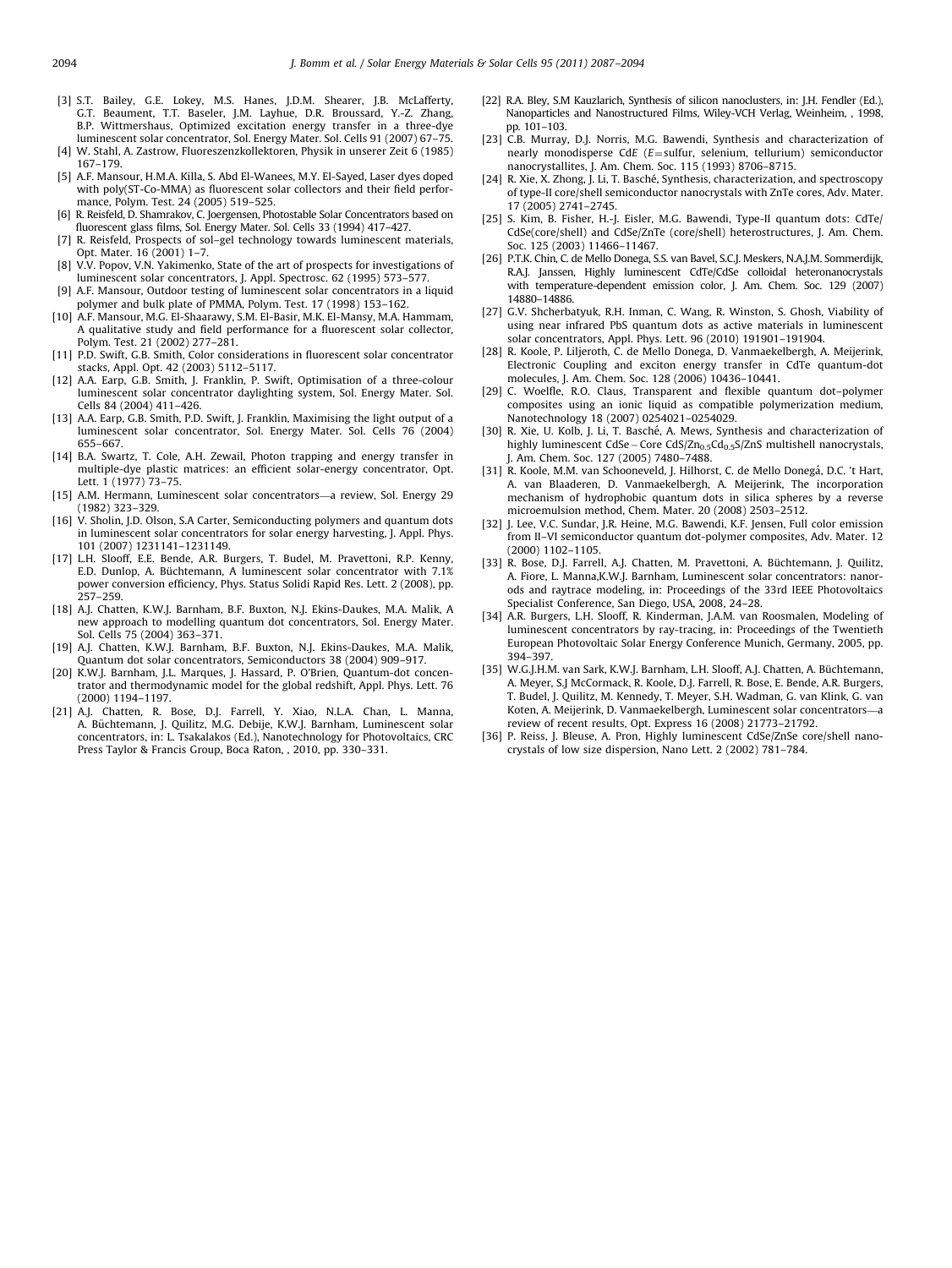[3] S.T. Bailey, G.E. Lokey, M.S. Hanes, J.D.M. Shearer, J.B. McLafferty, G.T. Beaument, T.T. Baseler, J.M. Layhue, D.R. Broussard, Y.-Z. Zhang, B.P. Wittmershaus, Optimized excitation energy transfer in a three-dye luminescent solar concentrator, Sol. Energy Mater. Sol. Cells 91 (2007) 67–75.

[4] W. Stahl, A. Zastrow, Fluoreszenzkollektoren, Physik in unserer Zeit 6 (1985) 167–179.

[5] A.F. Mansour, H.M.A. Killa, S. Abd El-Wanees, M.Y. El-Sayed, Laser dyes doped with poly(ST-Co-MMA) as fluorescent solar collectors and their field performance, Polym. Test. 24 (2005) 519–525.

[6] R. Reisfeld, D. Shamrakov, C. Joergensen, Photostable Solar Concentrators based on fluorescent glass films, Sol. Energy Mater. Sol. Cells 33 (1994) 417–427.

[7] R. Reisfeld, Prospects of sol–gel technology towards luminescent materials, Opt. Mater. 16 (2001) 1–7.

[8] V.V. Popov, V.N. Yakimenko, State of the art of prospects for investigations of luminescent solar concentrators, J. Appl. Spectrosc. 62 (1995) 573–577.

[9] A.F. Mansour, Outdoor testing of luminescent solar concentrators in a liquid polymer and bulk plate of PMMA, Polym. Test. 17 (1998) 153–162.

[10] A.F. Mansour, M.G. El-Shaarawy, S.M. El-Basir, M.K. El-Mansy, M.A. Hammam, A qualitative study and field performance for a fluorescent solar collector, Polym. Test. 21 (2002) 277–281.

[11] P.D. Swift, G.B. Smith, Color considerations in fluorescent solar concentrator stacks, Appl. Opt. 42 (2003) 5112–5117.

[12] A.A. Earp, G.B. Smith, J. Franklin, P. Swift, Optimisation of a three-colour luminescent solar concentrator daylighting system, Sol. Energy Mater. Sol. Cells 84 (2004) 411–426.

[13] A.A. Earp, G.B. Smith, P.D. Swift, J. Franklin, Maximising the light output of a luminescent solar concentrator, Sol. Energy Mater. Sol. Cells 76 (2004) 655–667.

[14] B.A. Swartz, T. Cole, A.H. Zewail, Photon trapping and energy transfer in multiple-dye plastic matrices: an efficient solar-energy concentrator, Opt. Lett. 1 (1977) 73–75.

[15] A.M. Hermann, Luminescent solar concentrators—a review, Sol. Energy 29 (1982) 323–329.

[16] V. Sholin, J.D. Olson, S.A Carter, Semiconducting polymers and quantum dots in luminescent solar concentrators for solar energy harvesting, J. Appl. Phys. 101 (2007) 1231141–1231149.

[17] L.H. Slooff, E.E. Bende, A.R. Burgers, T. Budel, M. Pravettoni, R.P. Kenny, E.D. Dunlop, A. Büchtemann, A luminescent solar concentrator with 7.1% power conversion efficiency, Phys. Status Solidi Rapid Res. Lett. 2 (2008), pp. 257–259.

[18] A.J. Chatten, K.W.J. Barnham, B.F. Buxton, N.J. Ekins-Daukes, M.A. Malik, A new approach to modelling quantum dot concentrators, Sol. Energy Mater. Sol. Cells 75 (2004) 363–371.

[19] A.J. Chatten, K.W.J. Barnham, B.F. Buxton, N.J. Ekins-Daukes, M.A. Malik, Quantum dot solar concentrators, Semiconductors 38 (2004) 909–917.

[20] K.W.J. Barnham, J.L. Marques, J. Hassard, P. O'Brien, Quantum-dot concentrator and thermodynamic model for the global redshift, Appl. Phys. Lett. 76 (2000) 1194–1197.

[21] A.J. Chatten, R. Bose, D.J. Farrell, Y. Xiao, N.L.A. Chan, L. Manna, A. Büchtemann, J. Quilitz, M.G. Debije, K.W.J. Barnham, Luminescent solar concentrators, in: L. Tsakalakos (Ed.), Nanotechnology for Photovoltaics, CRC Press Taylor & Francis Group, Boca Raton, , 2010, pp. 330–331.

[22] R.A. Bley, S.M Kauzlarich, Synthesis of silicon nanoclusters, in: J.H. Fendler (Ed.), Nanoparticles and Nanostructured Films, Wiley-VCH Verlag, Weinheim, , 1998, pp. 101–103.

[23] C.B. Murray, D.J. Norris, M.G. Bawendi, Synthesis and characterization of nearly monodisperse Cd*E* (*E*=sulfur, selenium, tellurium) semiconductor nanocrystallites, J. Am. Chem. Soc. 115 (1993) 8706–8715.

[24] R. Xie, X. Zhong, J. Li, T. Basché, Synthesis, characterization, and spectroscopy of type-II core/shell semiconductor nanocrystals with ZnTe cores, Adv. Mater. 17 (2005) 2741–2745.

[25] S. Kim, B. Fisher, H.-J. Eisler, M.G. Bawendi, Type-II quantum dots: CdTe/CdSe(core/shell) and CdSe/ZnTe (core/shell) heterostructures, J. Am. Chem. Soc. 125 (2003) 11466–11467.

[26] P.T.K. Chin, C. de Mello Donega, S.S. van Bavel, S.C.J. Meskers, N.A.J.M. Sommerdijk, R.A.J. Janssen, Highly luminescent CdTe/CdSe colloidal heteronanocrystals with temperature-dependent emission color, J. Am. Chem. Soc. 129 (2007) 14880–14886.

[27] G.V. Shcherbatyuk, R.H. Inman, C. Wang, R. Winston, S. Ghosh, Viability of using near infrared PbS quantum dots as active materials in luminescent solar concentrators, Appl. Phys. Lett. 96 (2010) 191901–191904.

[28] R. Koole, P. Liljeroth, C. de Mello Donega, D. Vanmaekelbergh, A. Meijerink, Electronic Coupling and exciton energy transfer in CdTe quantum-dot molecules, J. Am. Chem. Soc. 128 (2006) 10436–10441.

[29] C. Woelfle, R.O. Claus, Transparent and flexible quantum dot–polymer composites using an ionic liquid as compatible polymerization medium, Nanotechnology 18 (2007) 0254021–0254029.

[30] R. Xie, U. Kolb, J. Li, T. Basché, A. Mews, Synthesis and characterization of highly luminescent CdSe – Core CdS/$Zn_{0.5}Cd_{0.5}S$/ZnS multishell nanocrystals, J. Am. Chem. Soc. 127 (2005) 7480–7488.

[31] R. Koole, M.M. van Schooneveld, J. Hilhorst, C. de Mello Donegá, D.C. 't Hart, A. van Blaaderen, D. Vanmaekelbergh, A. Meijerink, The incorporation mechanism of hydrophobic quantum dots in silica spheres by a reverse microemulsion method, Chem. Mater. 20 (2008) 2503–2512.

[32] J. Lee, V.C. Sundar, J.R. Heine, M.G. Bawendi, K.F. Jensen, Full color emission from II–VI semiconductor quantum dot-polymer composites, Adv. Mater. 12 (2000) 1102–1105.

[33] R. Bose, D.J. Farrell, A.J. Chatten, M. Pravettoni, A. Büchtemann, J. Quilitz, A. Fiore, L. Manna,K.W.J. Barnham, Luminescent solar concentrators: nanorods and raytrace modeling, in: Proceedings of the 33rd IEEE Photovoltaics Specialist Conference, San Diego, USA, 2008, 24–28.

[34] A.R. Burgers, L.H. Slooff, R. Kinderman, J.A.M. van Roosmalen, Modeling of luminescent concentrators by ray-tracing, in: Proceedings of the Twentieth European Photovoltaic Solar Energy Conference Munich, Germany, 2005, pp. 394–397.

[35] W.G.J.H.M. van Sark, K.W.J. Barnham, L.H. Slooff, A.J. Chatten, A. Büchtemann, A. Meyer, S.J McCormack, R. Koole, D.J. Farrell, R. Bose, E. Bende, A.R. Burgers, T. Budel, J. Quilitz, M. Kennedy, T. Meyer, S.H. Wadman, G. van Klink, G. van Koten, A. Meijerink, D. Vanmaekelbergh, Luminescent solar concentrators—a review of recent results, Opt. Express 16 (2008) 21773–21792.

[36] P. Reiss, J. Bleuse, A. Pron, Highly luminescent CdSe/ZnSe core/shell nanocrystals of low size dispersion, Nano Lett. 2 (2002) 781–784.